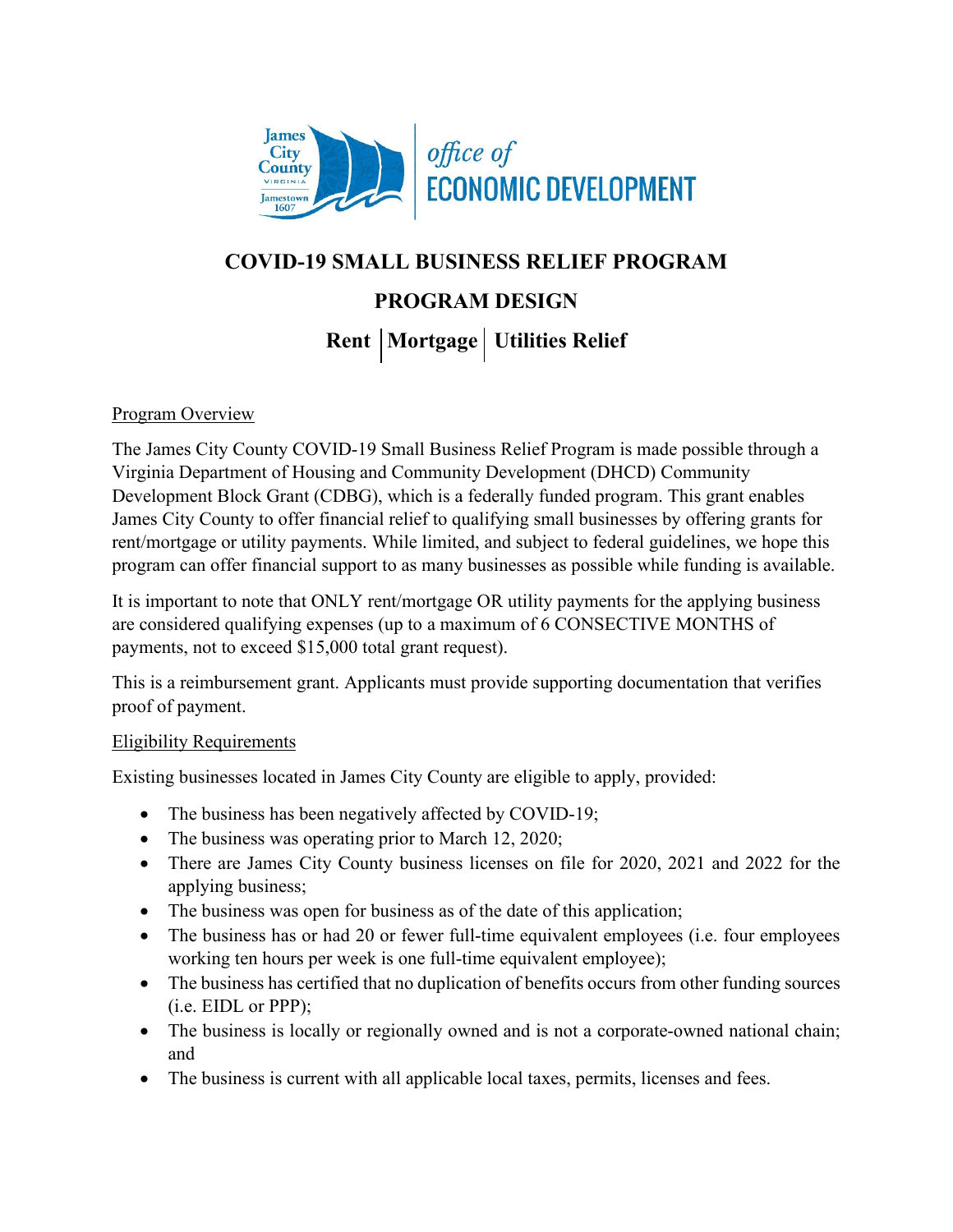# COVID-19 SMALL BUSINESS RELIEF PROGRAM

## PROGRAM DESIGN

### Rent | Mortgage | Utilities Relief

Program Overview

The James City County COVID-19 Small Business Relief Program is made possible through a Virginia Department of Housing and Community Development (DHCD) Community Development Block Grant (CDBG), which is a federally funded program. This grant enables James City County to offer financial relief to qualifying small businesses by offering grants for rent/mortgage or utility payments. While limited, and subject to federal guidelines, we hope this program can offer financial support to as many businesses as possible while funding is available.

It is important to note that ONLY rent/mortgage OR utility payments for the applying business are considered qualifying expenses (up to a maximum of 6 CONSECTIVE MONTHS of payments, not to exceed $15,000 total grant request).

This is a reimbursement grant. Applicants must provide supporting documentation that verifies proof of payment.

Eligibility Requirements

Existing businesses located in James City County are eligible to apply, provided:

- The business has been negatively affected by COVID-19;
- The business was operating prior to March 12, 2020;
- There are James City County business licenses on file for 2020, 2021 and 2022 for the applying business;
- The business was open for business as of the date of this application;
- The business has or had 20 or fewer full-time equivalent employees (i.e. four employees working ten hours per week is one full-time equivalent employee);
- The business has certified that no duplication of benefits occurs from other funding sources (i.e. EIDL or PPP);
- The business is locally or regionally owned and is not a corporate-owned national chain; and
- The business is current with all applicable local taxes, permits, licenses and fees.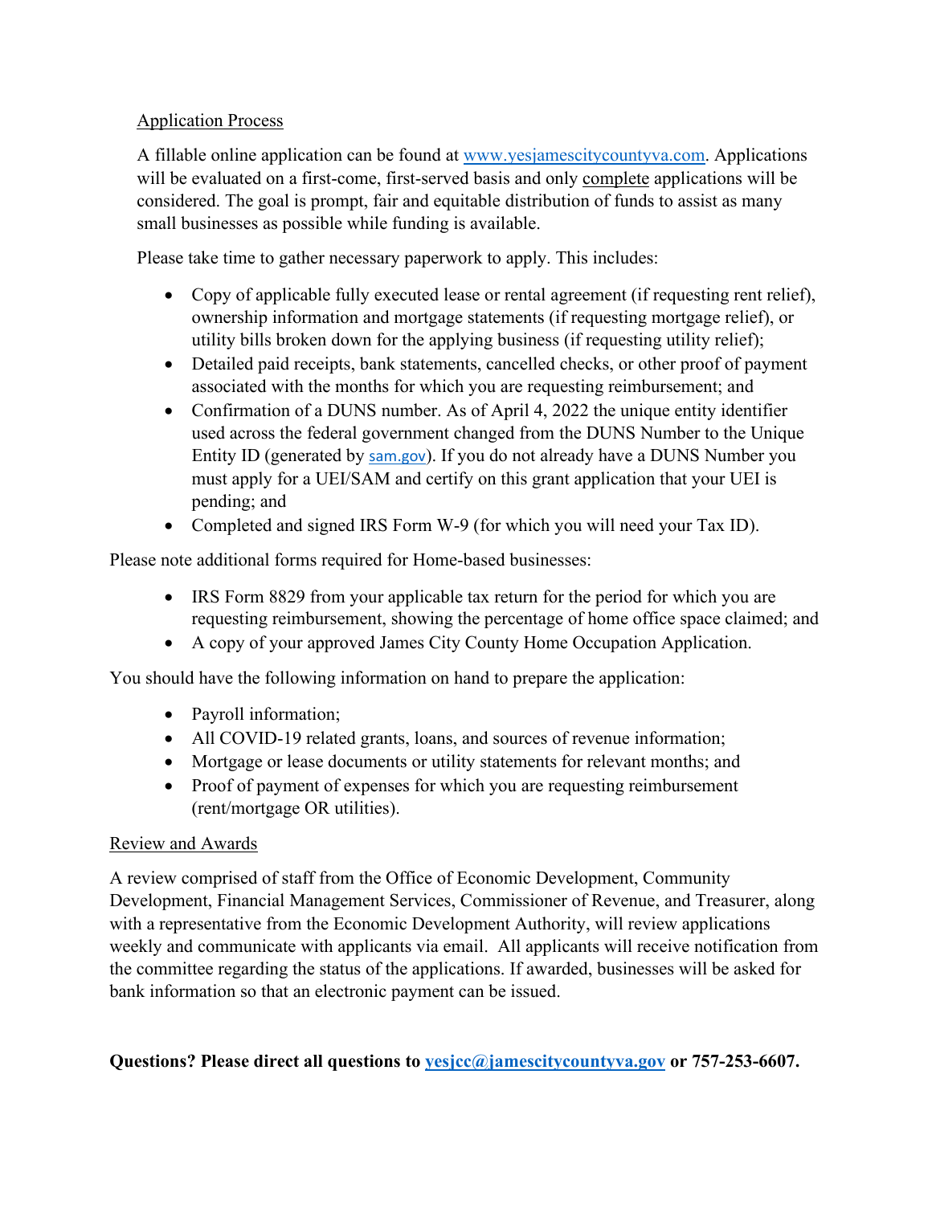Application Process

A fillable online application can be found at [www.yesjamescitycountyva.com](http://www.yesjamescitycountyva.com). Applications will be evaluated on a first-come, first-served basis and only complete applications will be considered. The goal is prompt, fair and equitable distribution of funds to assist as many small businesses as possible while funding is available.

Please take time to gather necessary paperwork to apply. This includes:

- Copy of applicable fully executed lease or rental agreement (if requesting rent relief), ownership information and mortgage statements (if requesting mortgage relief), or utility bills broken down for the applying business (if requesting utility relief);
- Detailed paid receipts, bank statements, cancelled checks, or other proof of payment associated with the months for which you are requesting reimbursement; and
- Confirmation of a DUNS number. As of April 4, 2022 the unique entity identifier used across the federal government changed from the DUNS Number to the Unique Entity ID (generated by [sam.gov](http://sam.gov)). If you do not already have a DUNS Number you must apply for a UEI/SAM and certify on this grant application that your UEI is pending; and
- Completed and signed IRS Form W-9 (for which you will need your Tax ID).

Please note additional forms required for Home-based businesses:

- IRS Form 8829 from your applicable tax return for the period for which you are requesting reimbursement, showing the percentage of home office space claimed; and
- A copy of your approved James City County Home Occupation Application.

You should have the following information on hand to prepare the application:

- Payroll information;
- All COVID-19 related grants, loans, and sources of revenue information;
- Mortgage or lease documents or utility statements for relevant months; and
- Proof of payment of expenses for which you are requesting reimbursement (rent/mortgage OR utilities).

Review and Awards

A review comprised of staff from the Office of Economic Development, Community Development, Financial Management Services, Commissioner of Revenue, and Treasurer, along with a representative from the Economic Development Authority, will review applications weekly and communicate with applicants via email. All applicants will receive notification from the committee regarding the status of the applications. If awarded, businesses will be asked for bank information so that an electronic payment can be issued.

**Questions? Please direct all questions to [yesjcc@jamescitycountyva.gov](mailto:yesjcc@jamescitycountyva.gov) or 757-253-6607.**